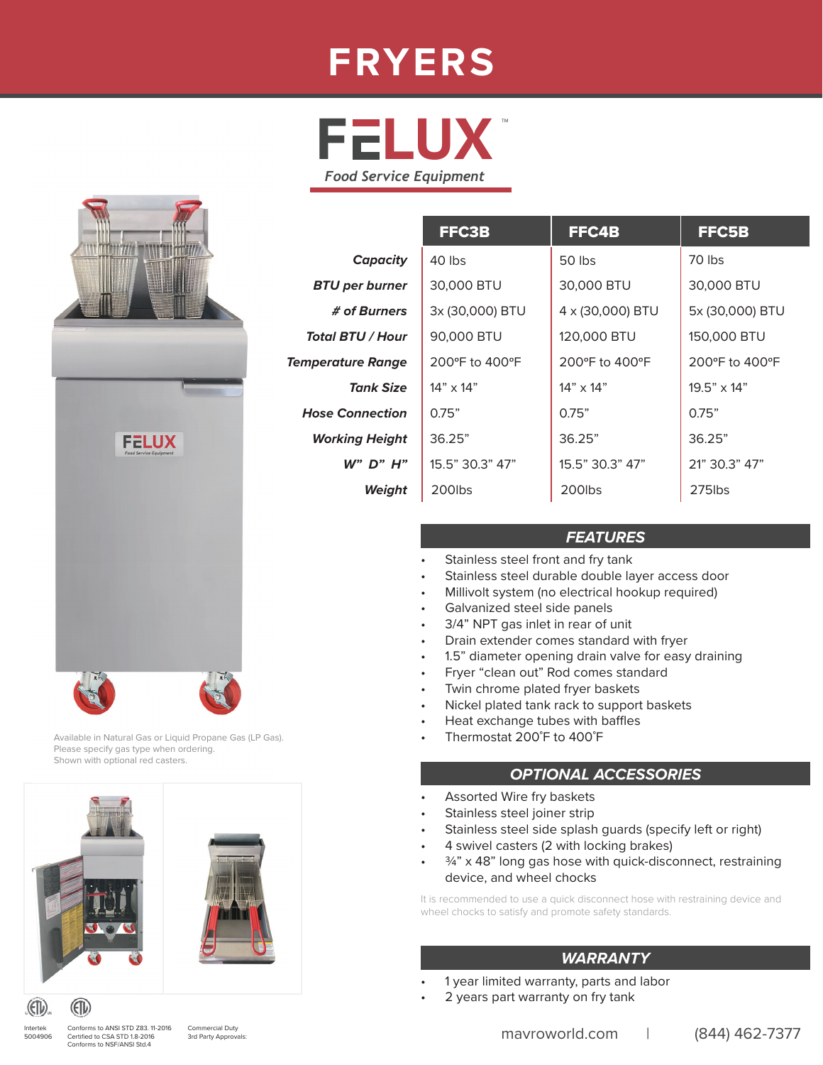# FRYERS

## FELUX™

*Food Service Equipment*

| | FFC3B | FFC4B | FFC5B |
|---|---|---|---|
| ***Capacity*** | 40 lbs | 50 lbs | 70 lbs |
| ***BTU per burner*** | 30,000 BTU | 30,000 BTU | 30,000 BTU |
| ***# of Burners*** | 3x (30,000) BTU | 4 x (30,000) BTU | 5x (30,000) BTU |
| ***Total BTU / Hour*** | 90,000 BTU | 120,000 BTU | 150,000 BTU |
| ***Temperature Range*** | 200°F to 400°F | 200°F to 400°F | 200°F to 400°F |
| ***Tank Size*** | 14” x 14” | 14” x 14” | 19.5” x 14” |
| ***Hose Connection*** | 0.75” | 0.75” | 0.75” |
| ***Working Height*** | 36.25” | 36.25” | 36.25” |
| ***W” D” H”*** | 15.5” 30.3” 47” | 15.5” 30.3” 47” | 21” 30.3” 47” |
| ***Weight*** | 200lbs | 200lbs | 275lbs |

Available in Natural Gas or Liquid Propane Gas (LP Gas).
Please specify gas type when ordering.
Shown with optional red casters.

### *FEATURES*

- Stainless steel front and fry tank
- Stainless steel durable double layer access door
- Millivolt system (no electrical hookup required)
- Galvanized steel side panels
- 3/4” NPT gas inlet in rear of unit
- Drain extender comes standard with fryer
- 1.5” diameter opening drain valve for easy draining
- Fryer “clean out” Rod comes standard
- Twin chrome plated fryer baskets
- Nickel plated tank rack to support baskets
- Heat exchange tubes with baffles
- Thermostat 200˚F to 400˚F

### *OPTIONAL ACCESSORIES*

- Assorted Wire fry baskets
- Stainless steel joiner strip
- Stainless steel side splash guards (specify left or right)
- 4 swivel casters (2 with locking brakes)
- ¾” x 48” long gas hose with quick-disconnect, restraining device, and wheel chocks

It is recommended to use a quick disconnect hose with restraining device and wheel chocks to satisfy and promote safety standards.

### *WARRANTY*

- 1 year limited warranty, parts and labor
- 2 years part warranty on fry tank

Intertek 5004906

Conforms to ANSI STD Z83. 11-2016
Certified to CSA STD 1.8-2016
Conforms to NSF/ANSI Std.4

Commercial Duty
3rd Party Approvals:

mavroworld.com | (844) 462-7377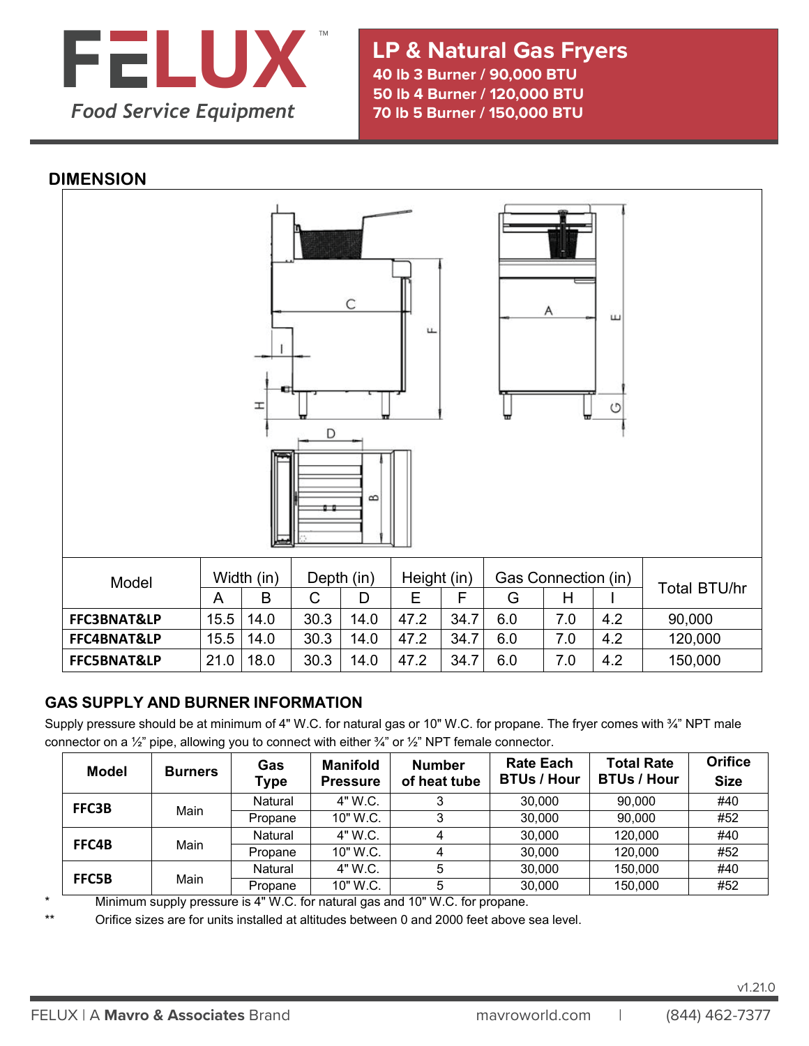# FELUX™

*Food Service Equipment*

## LP & Natural Gas Fryers

**40 lb 3 Burner / 90,000 BTU**
**50 lb 4 Burner / 120,000 BTU**
**70 lb 5 Burner / 150,000 BTU**

## DIMENSION

C
F
I
H
D
B
A
E
G

| Model | Width (in) | | Depth (in) | | Height (in) | | Gas Connection (in) | | | Total BTU/hr |
|---|---|---|---|---|---|---|---|---|---|---|
| | A | B | C | D | E | F | G | H | I | |
| **FFC3BNAT&LP** | 15.5 | 14.0 | 30.3 | 14.0 | 47.2 | 34.7 | 6.0 | 7.0 | 4.2 | 90,000 |
| **FFC4BNAT&LP** | 15.5 | 14.0 | 30.3 | 14.0 | 47.2 | 34.7 | 6.0 | 7.0 | 4.2 | 120,000 |
| **FFC5BNAT&LP** | 21.0 | 18.0 | 30.3 | 14.0 | 47.2 | 34.7 | 6.0 | 7.0 | 4.2 | 150,000 |

## GAS SUPPLY AND BURNER INFORMATION

Supply pressure should be at minimum of 4" W.C. for natural gas or 10" W.C. for propane. The fryer comes with ¾" NPT male connector on a ½" pipe, allowing you to connect with either ¾" or ½" NPT female connector.

| Model | Burners | Gas Type | Manifold Pressure | Number of heat tube | Rate Each BTUs / Hour | Total Rate BTUs / Hour | Orifice Size |
|---|---|---|---|---|---|---|---|
| **FFC3B** | Main | Natural | 4" W.C. | 3 | 30,000 | 90,000 | #40 |
| | | Propane | 10" W.C. | 3 | 30,000 | 90,000 | #52 |
| **FFC4B** | Main | Natural | 4" W.C. | 4 | 30,000 | 120,000 | #40 |
| | | Propane | 10" W.C. | 4 | 30,000 | 120,000 | #52 |
| **FFC5B** | Main | Natural | 4" W.C. | 5 | 30,000 | 150,000 | #40 |
| | | Propane | 10" W.C. | 5 | 30,000 | 150,000 | #52 |

\* Minimum supply pressure is 4" W.C. for natural gas and 10" W.C. for propane.

\*\* Orifice sizes are for units installed at altitudes between 0 and 2000 feet above sea level.

v1.21.0

FELUX | A **Mavro & Associates** Brand mavroworld.com | (844) 462-7377